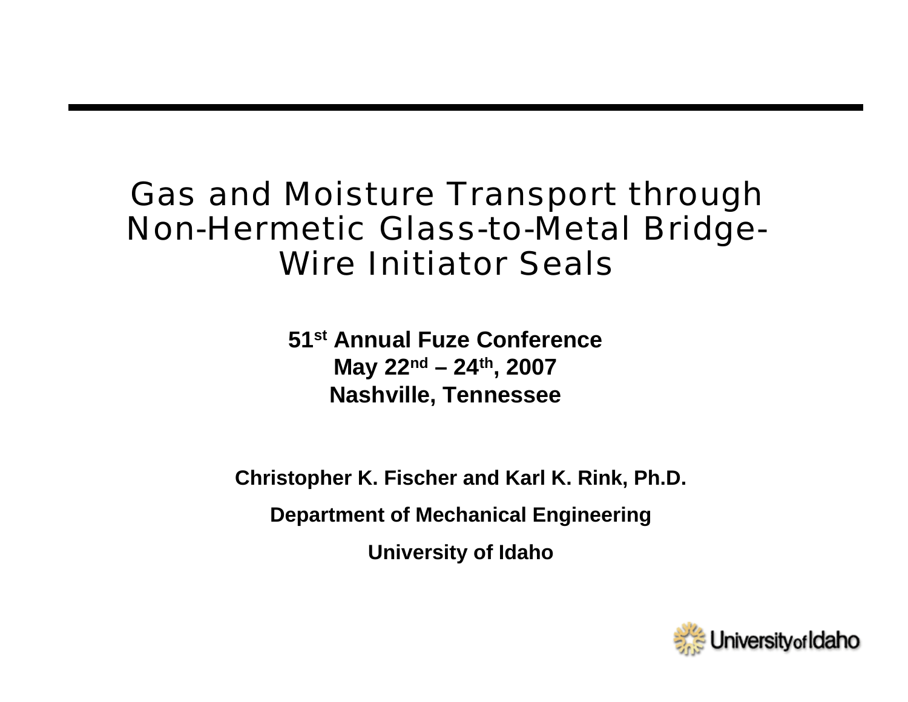# Gas and Moisture Transport through Non-Hermetic Glass-to-Metal Bridge-Wire Initiator Seals

**51st Annual Fuze Conference**
**May 22nd – 24th, 2007**
**Nashville, Tennessee**

**Christopher K. Fischer and Karl K. Rink, Ph.D.**

**Department of Mechanical Engineering**

**University of Idaho**

University of Idaho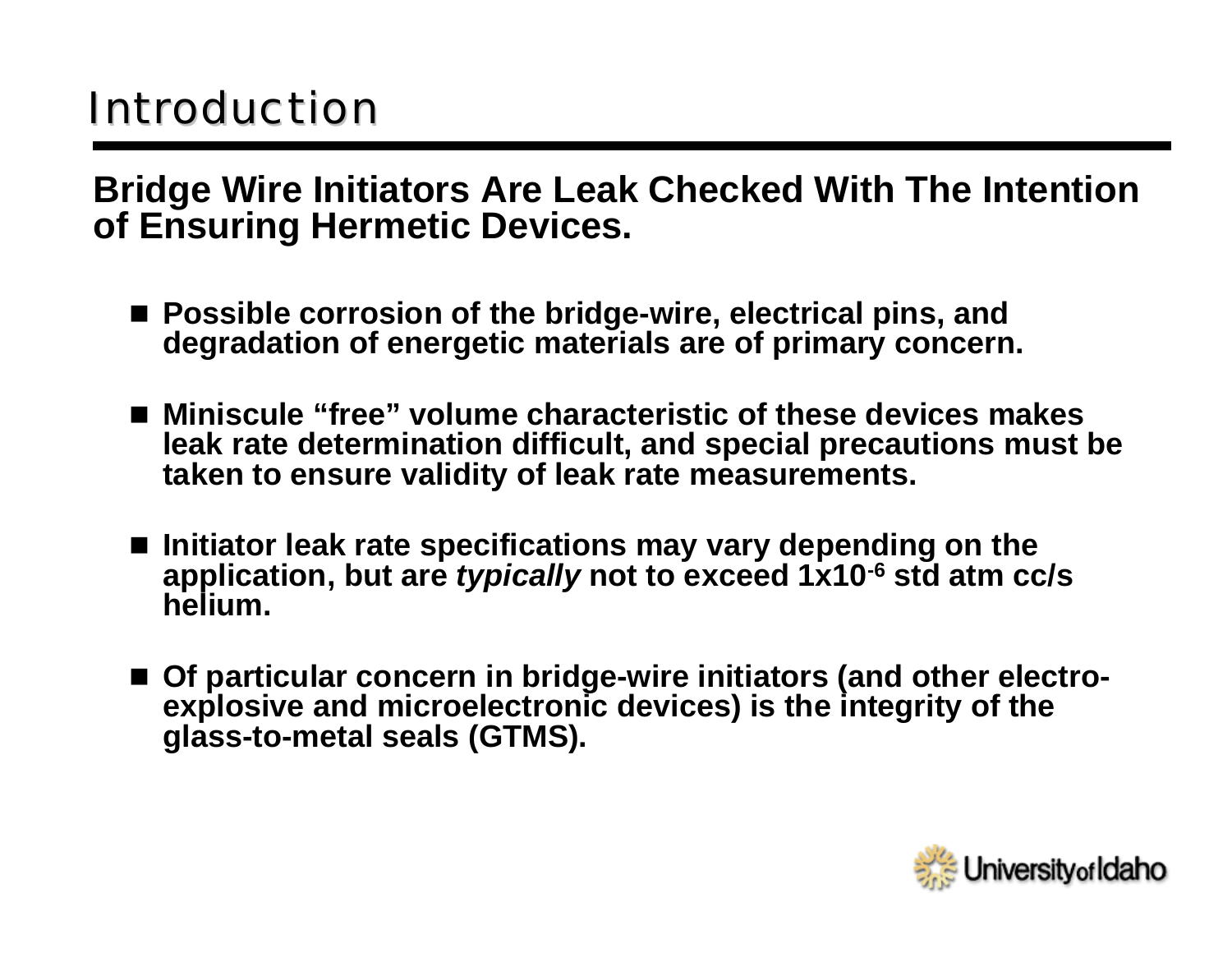# Introduction

**Bridge Wire Initiators Are Leak Checked With The Intention of Ensuring Hermetic Devices.**

- **Possible corrosion of the bridge-wire, electrical pins, and degradation of energetic materials are of primary concern.**
- **Miniscule "free" volume characteristic of these devices makes leak rate determination difficult, and special precautions must be taken to ensure validity of leak rate measurements.**
- **Initiator leak rate specifications may vary depending on the application, but are *typically* not to exceed $1x10^{-6}$ std atm cc/s helium.**
- **Of particular concern in bridge-wire initiators (and other electro-explosive and microelectronic devices) is the integrity of the glass-to-metal seals (GTMS).**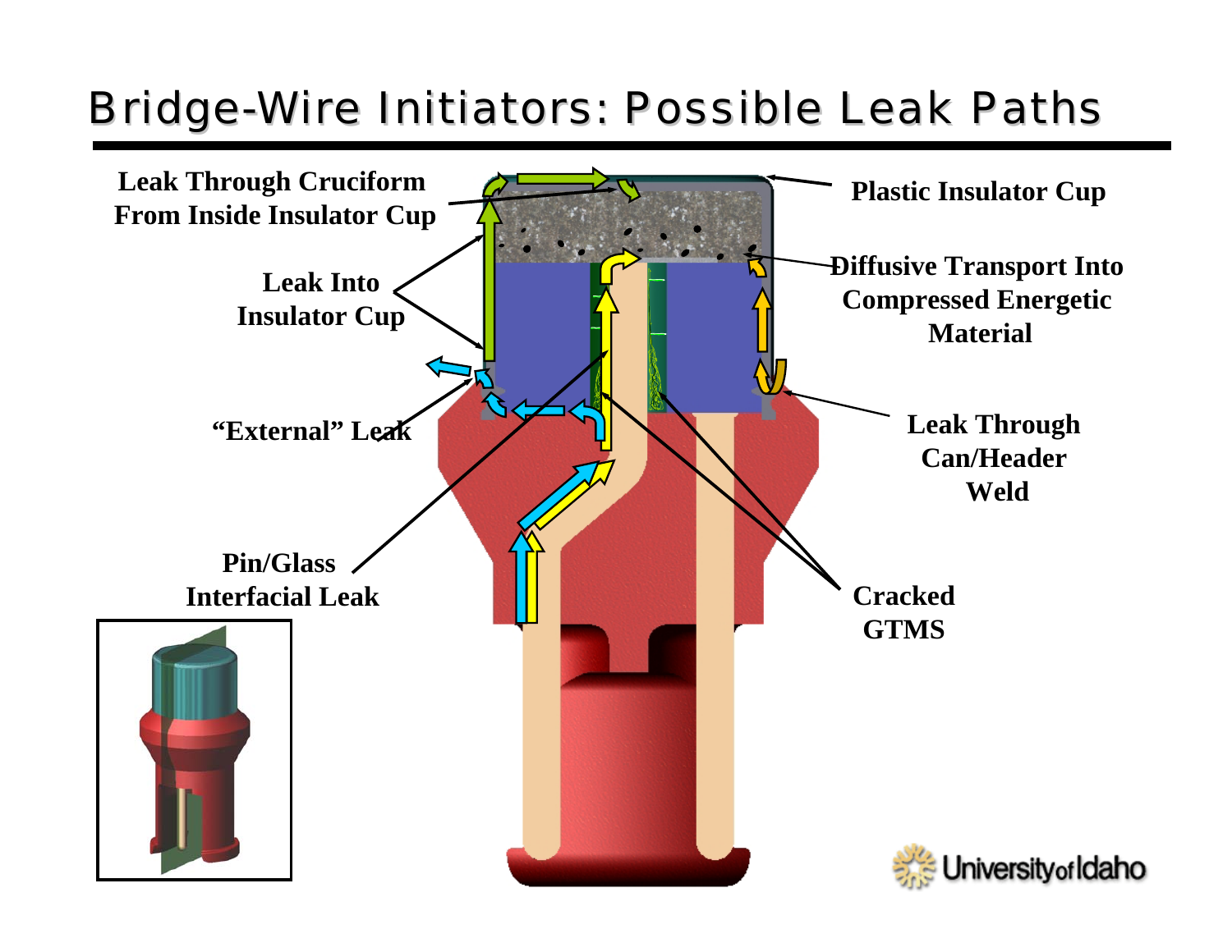# Bridge-Wire Initiators: Possible Leak Paths

Leak Through Cruciform From Inside Insulator Cup

Plastic Insulator Cup

Leak Into Insulator Cup

Diffusive Transport Into Compressed Energetic Material

"External" Leak

Leak Through Can/Header Weld

Pin/Glass Interfacial Leak

Cracked GTMS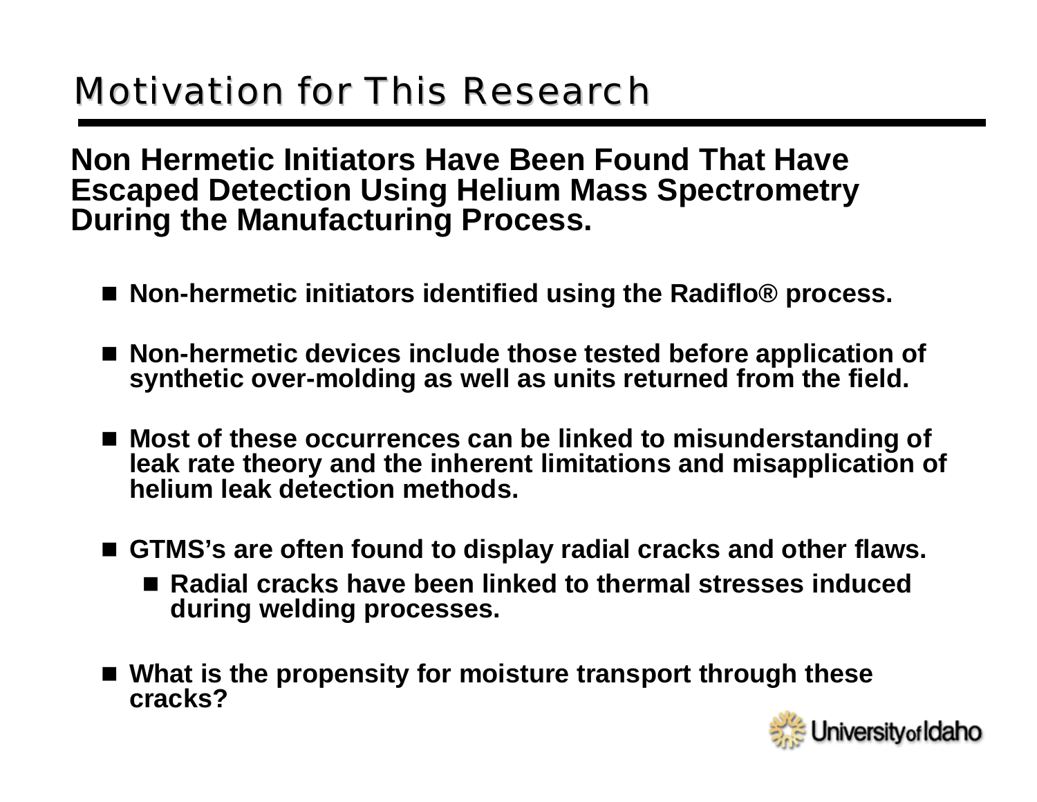# Motivation for This Research

**Non Hermetic Initiators Have Been Found That Have Escaped Detection Using Helium Mass Spectrometry During the Manufacturing Process.**

- **Non-hermetic initiators identified using the Radiflo® process.**
- **Non-hermetic devices include those tested before application of synthetic over-molding as well as units returned from the field.**
- **Most of these occurrences can be linked to misunderstanding of leak rate theory and the inherent limitations and misapplication of helium leak detection methods.**
- **GTMS's are often found to display radial cracks and other flaws.**
  - **Radial cracks have been linked to thermal stresses induced during welding processes.**
- **What is the propensity for moisture transport through these cracks?**

University of Idaho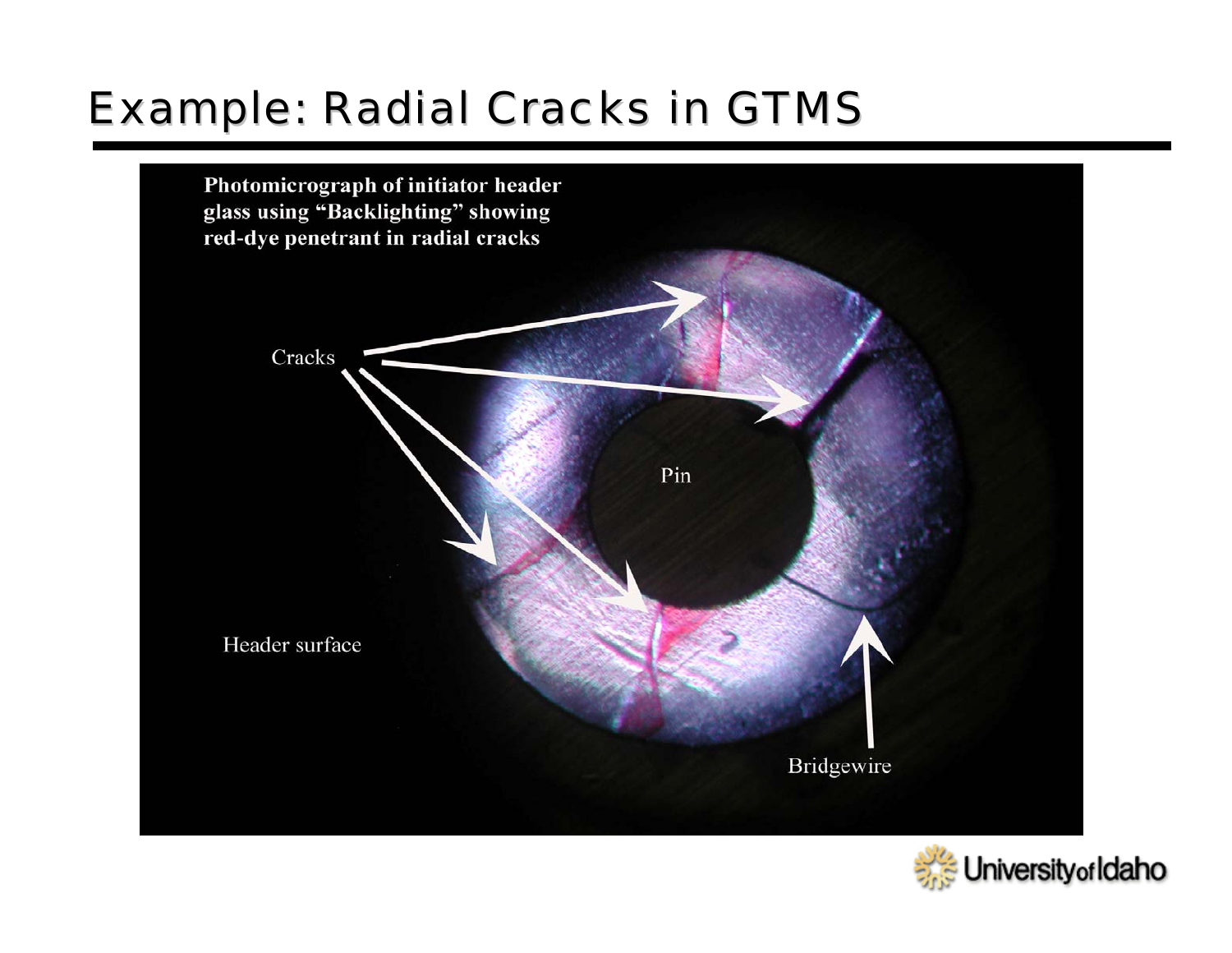# Example: Radial Cracks in GTMS

**Photomicrograph of initiator header glass using "Backlighting" showing red-dye penetrant in radial cracks**

Cracks

Pin

Header surface

Bridgewire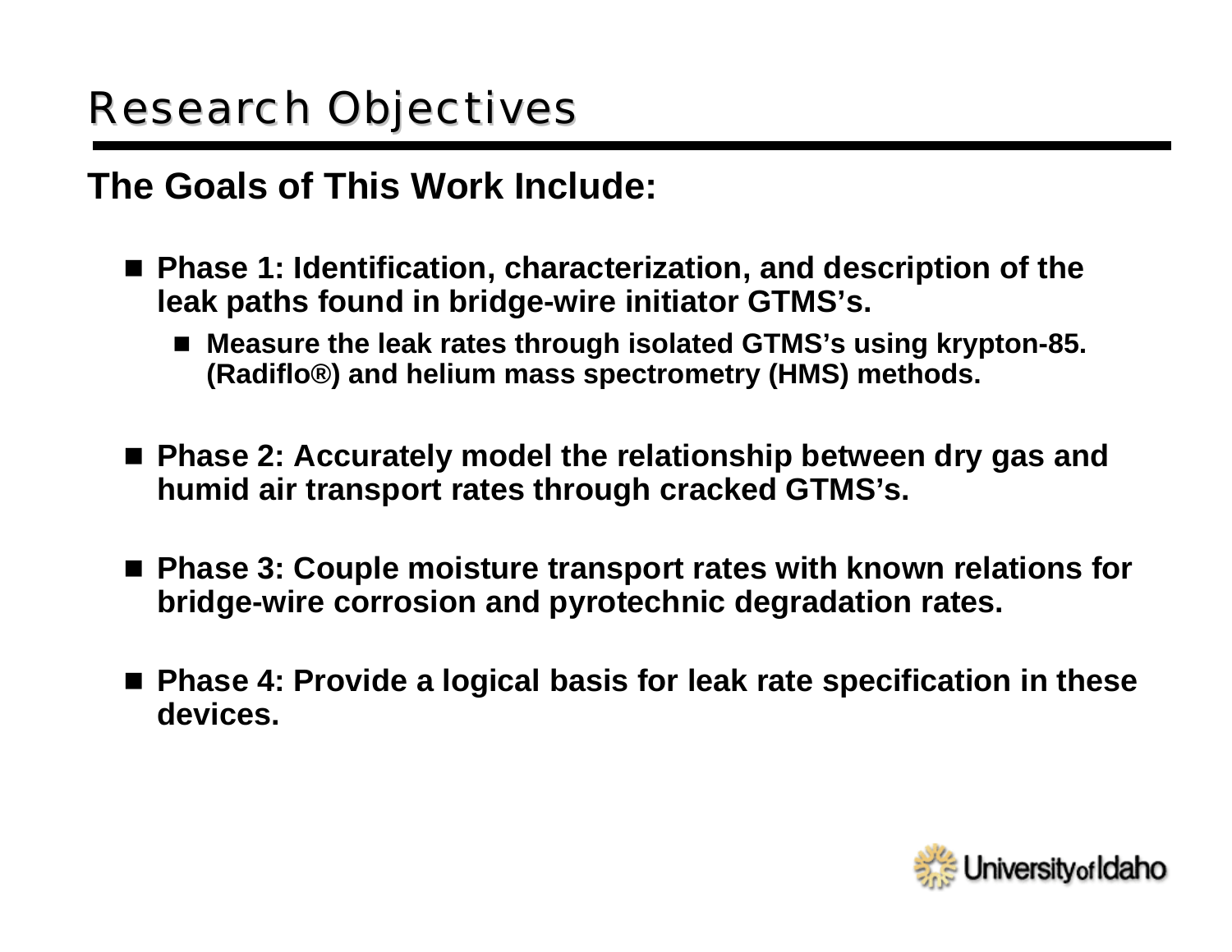# Research Objectives

## The Goals of This Work Include:

- **Phase 1: Identification, characterization, and description of the leak paths found in bridge-wire initiator GTMS's.**
  - **Measure the leak rates through isolated GTMS's using krypton-85. (Radiflo®) and helium mass spectrometry (HMS) methods.**

- **Phase 2: Accurately model the relationship between dry gas and humid air transport rates through cracked GTMS's.**

- **Phase 3: Couple moisture transport rates with known relations for bridge-wire corrosion and pyrotechnic degradation rates.**

- **Phase 4: Provide a logical basis for leak rate specification in these devices.**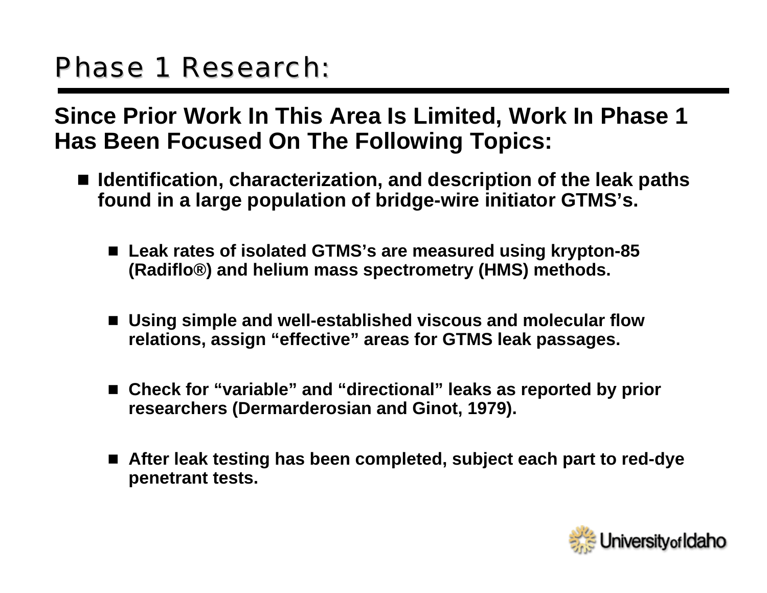# Phase 1 Research:

**Since Prior Work In This Area Is Limited, Work In Phase 1 Has Been Focused On The Following Topics:**

- **Identification, characterization, and description of the leak paths found in a large population of bridge-wire initiator GTMS's.**
  - **Leak rates of isolated GTMS's are measured using krypton-85 (Radiflo®) and helium mass spectrometry (HMS) methods.**
  - **Using simple and well-established viscous and molecular flow relations, assign "effective" areas for GTMS leak passages.**
  - **Check for "variable" and "directional" leaks as reported by prior researchers (Dermarderosian and Ginot, 1979).**
  - **After leak testing has been completed, subject each part to red-dye penetrant tests.**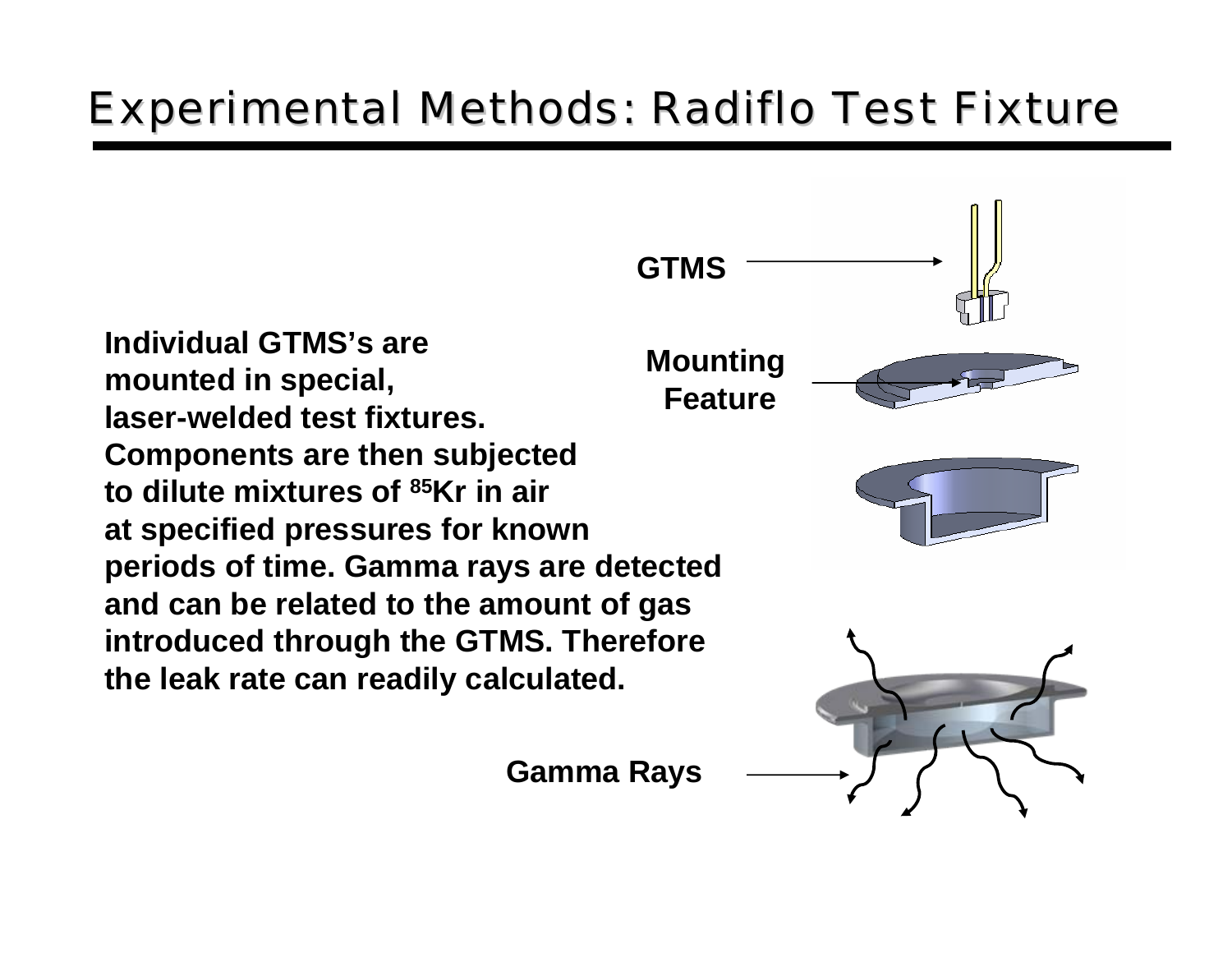# Experimental Methods: Radiflo Test Fixture

**GTMS**

**Mounting Feature**

**Individual GTMS's are mounted in special, laser-welded test fixtures. Components are then subjected to dilute mixtures of $^{85}$Kr in air at specified pressures for known periods of time. Gamma rays are detected and can be related to the amount of gas introduced through the GTMS. Therefore the leak rate can readily calculated.**

**Gamma Rays**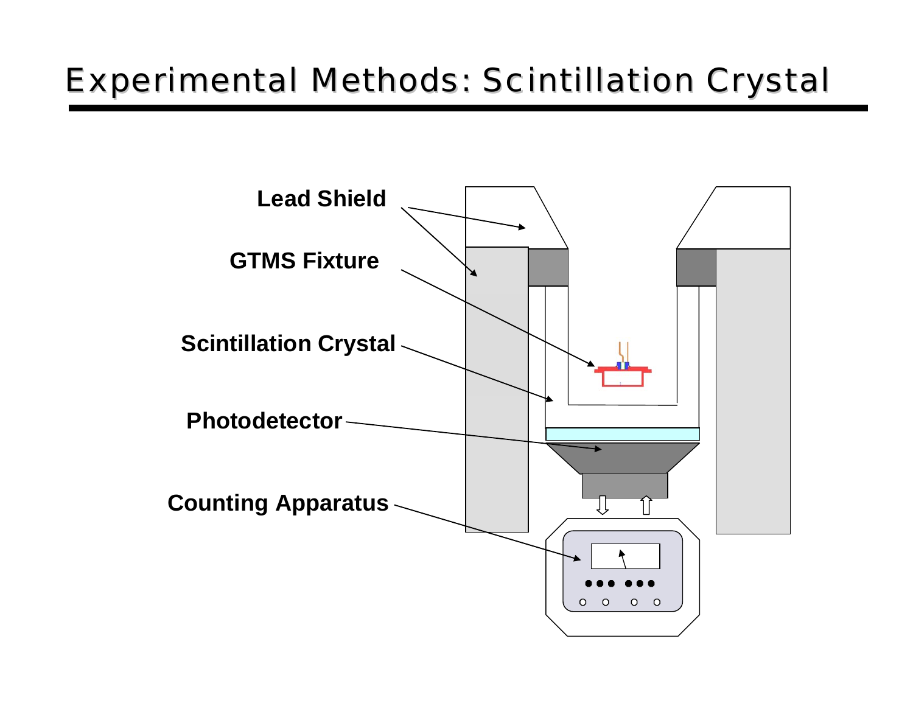# Experimental Methods: Scintillation Crystal

Lead Shield

GTMS Fixture

Scintillation Crystal

Photodetector

Counting Apparatus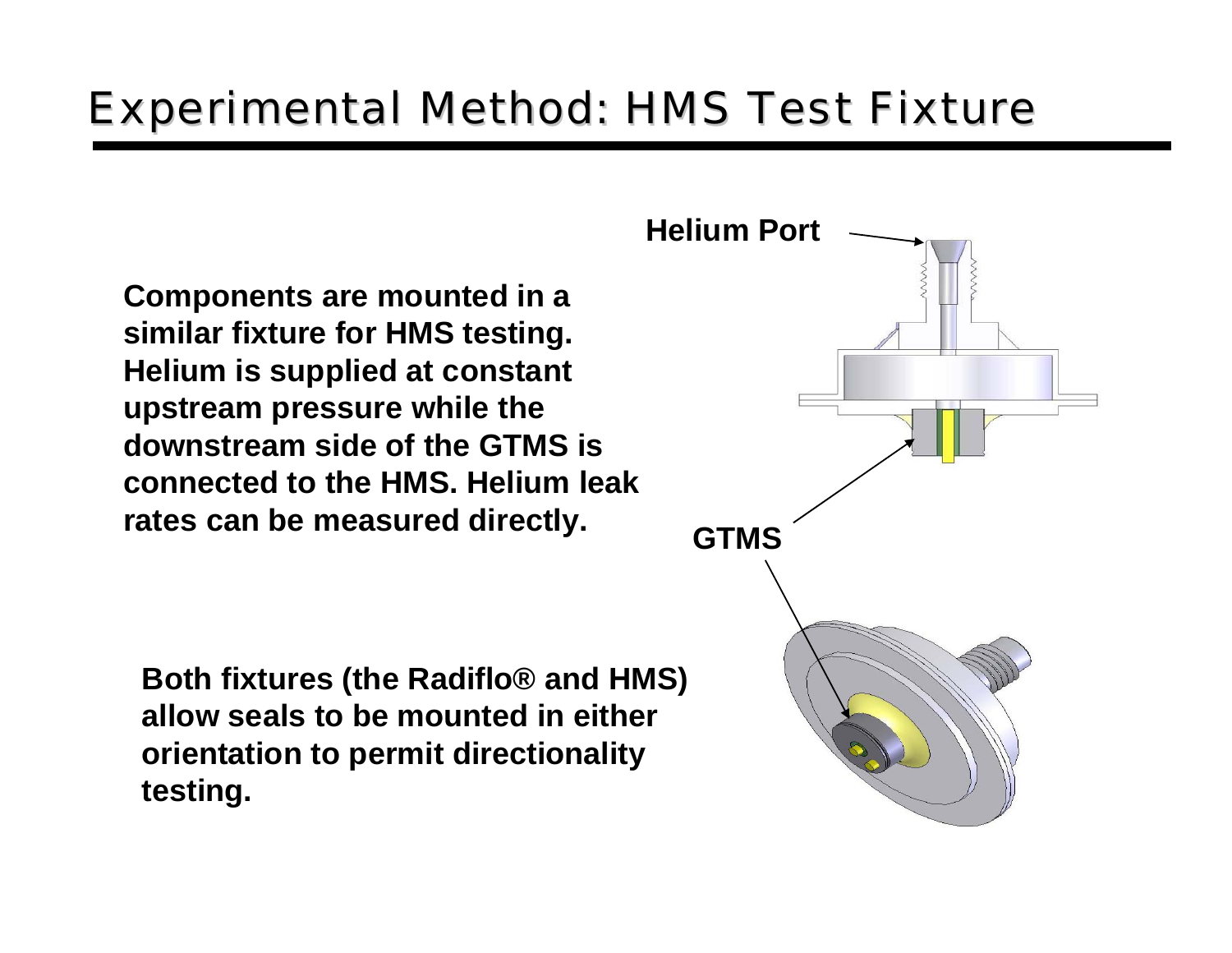# Experimental Method: HMS Test Fixture

**Components are mounted in a similar fixture for HMS testing. Helium is supplied at constant upstream pressure while the downstream side of the GTMS is connected to the HMS. Helium leak rates can be measured directly.**

**Helium Port**

**GTMS**

**Both fixtures (the Radiflo® and HMS) allow seals to be mounted in either orientation to permit directionality testing.**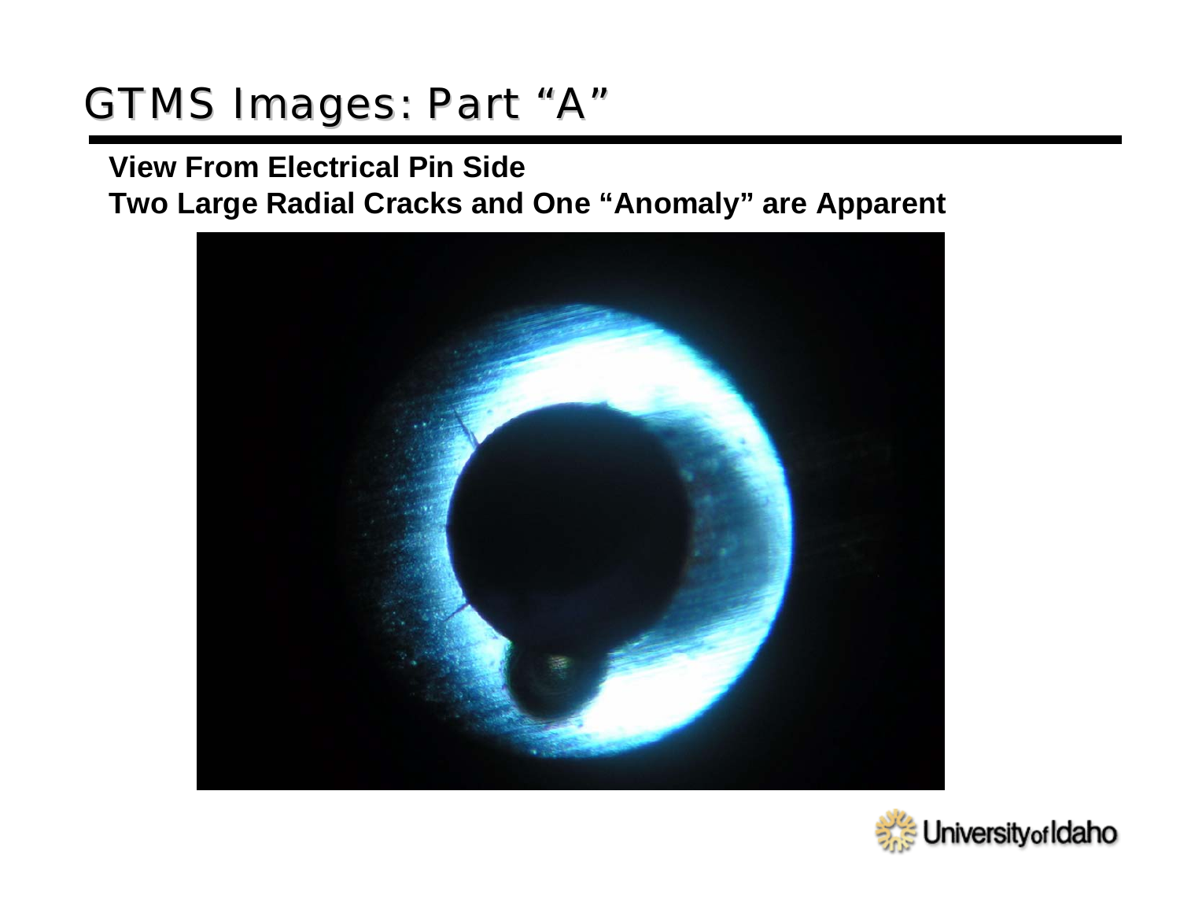# GTMS Images: Part “A”

**View From Electrical Pin Side**
**Two Large Radial Cracks and One “Anomaly” are Apparent**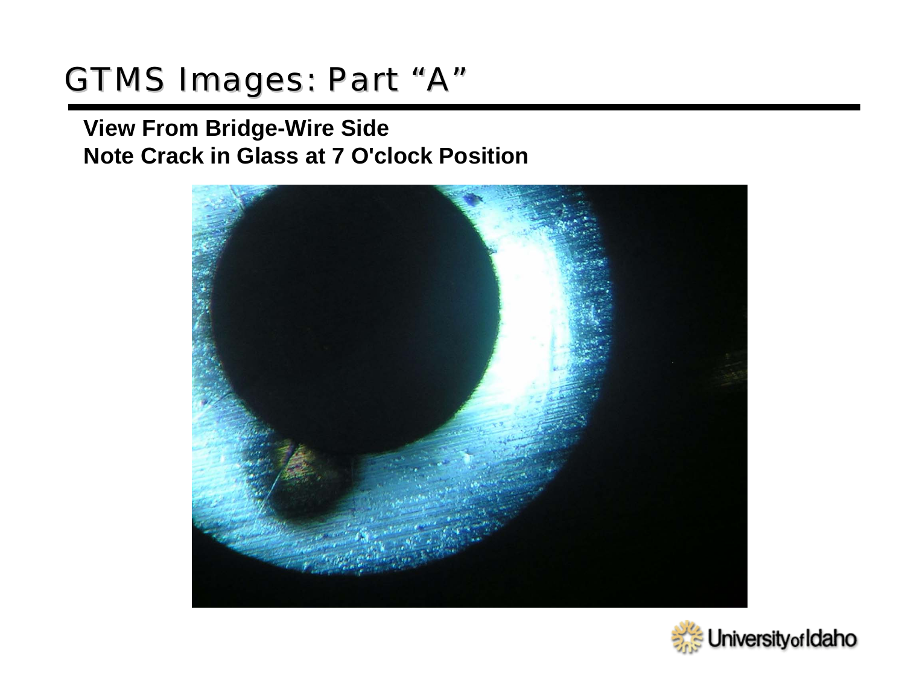# GTMS Images: Part “A”

**View From Bridge-Wire Side**
**Note Crack in Glass at 7 O'clock Position**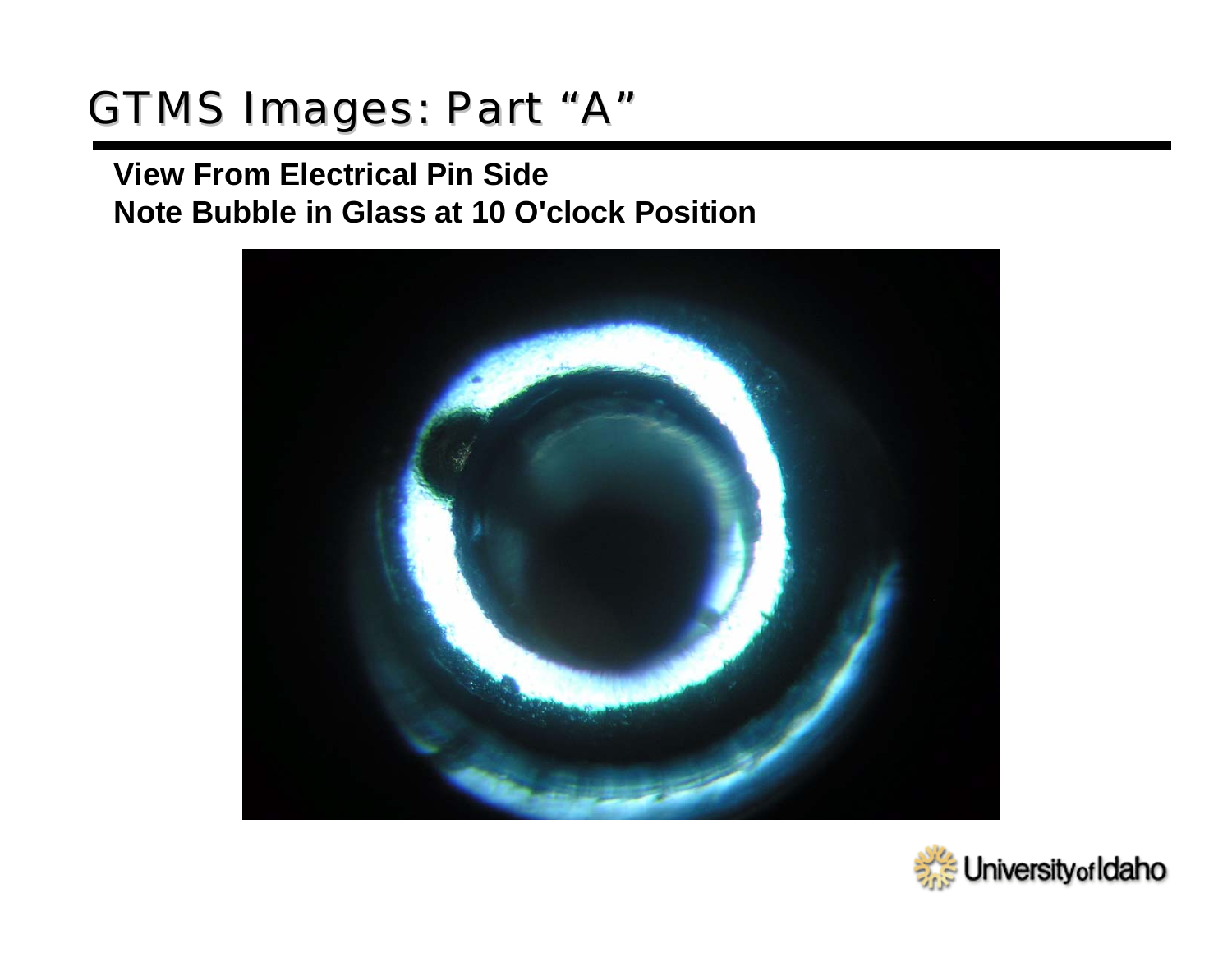# GTMS Images: Part "A"

**View From Electrical Pin Side**
**Note Bubble in Glass at 10 O'clock Position**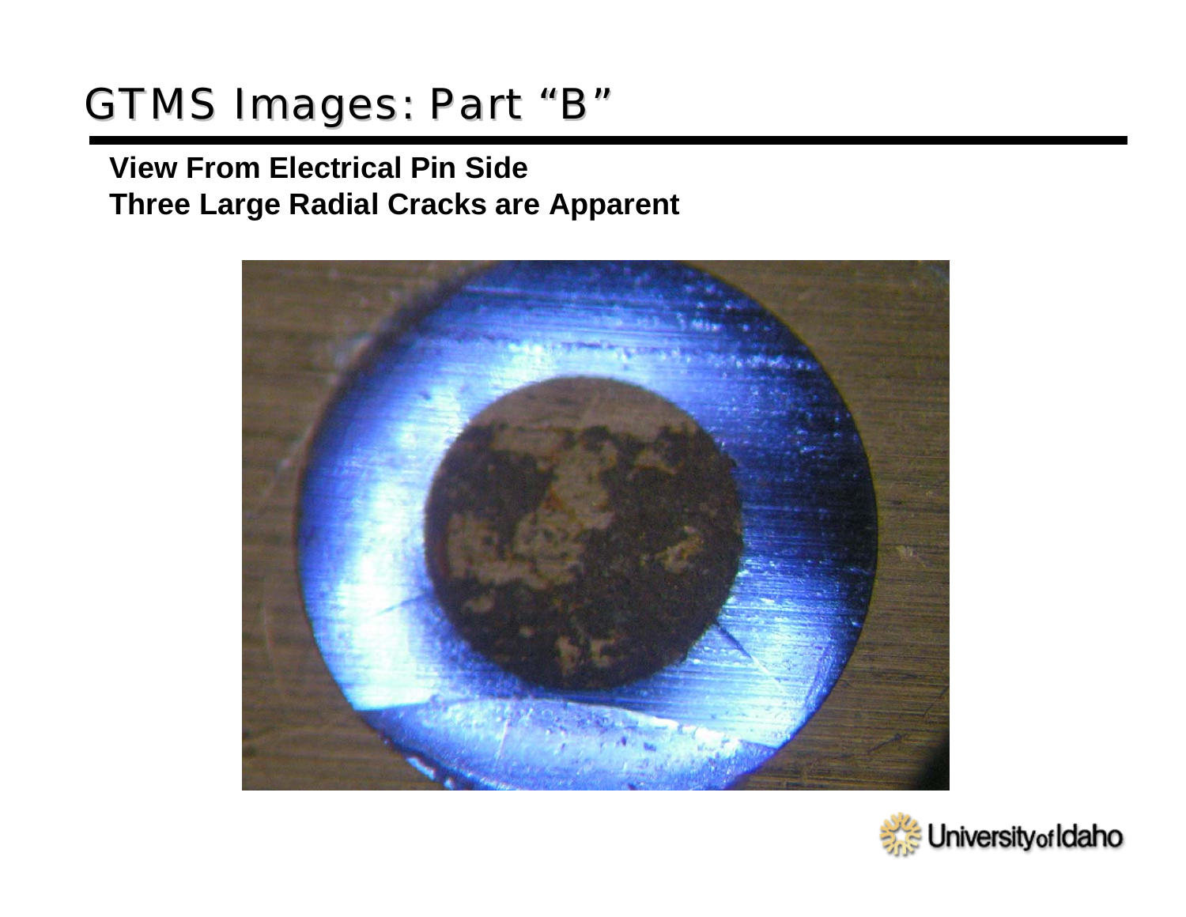# GTMS Images: Part “B”

**View From Electrical Pin Side**
**Three Large Radial Cracks are Apparent**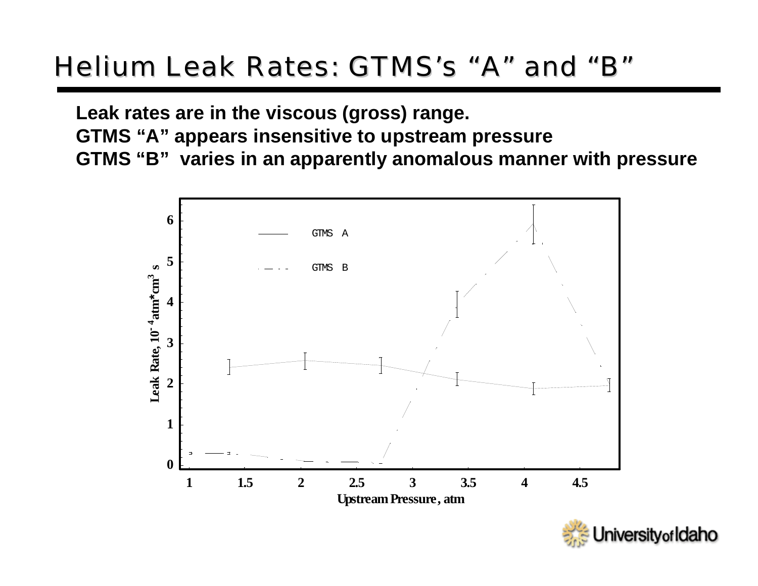# Helium Leak Rates: GTMS's "A" and "B"

**Leak rates are in the viscous (gross) range.**
**GTMS "A" appears insensitive to upstream pressure**
**GTMS "B" varies in an apparently anomalous manner with pressure**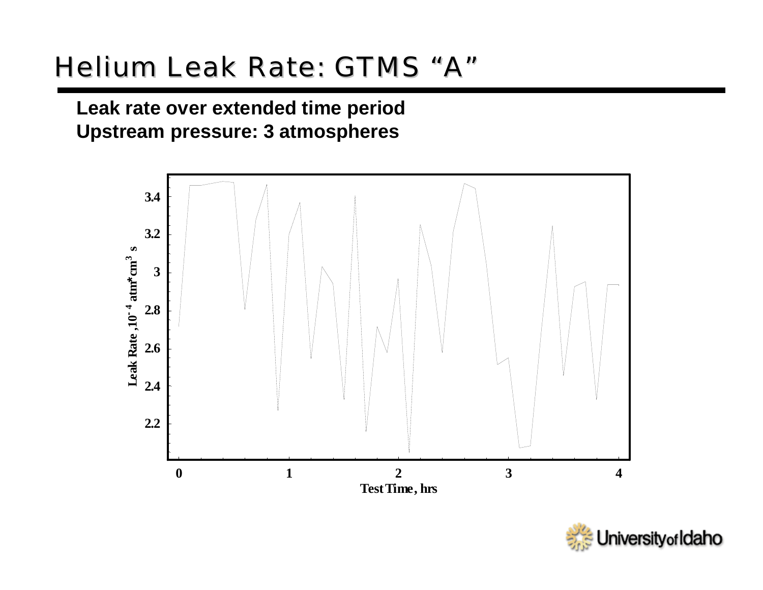# Helium Leak Rate: GTMS "A"

**Leak rate over extended time period**
**Upstream pressure: 3 atmospheres**

Leak Rate, $10^{-4}$ atm*cm$^3$ s

Test Time, hrs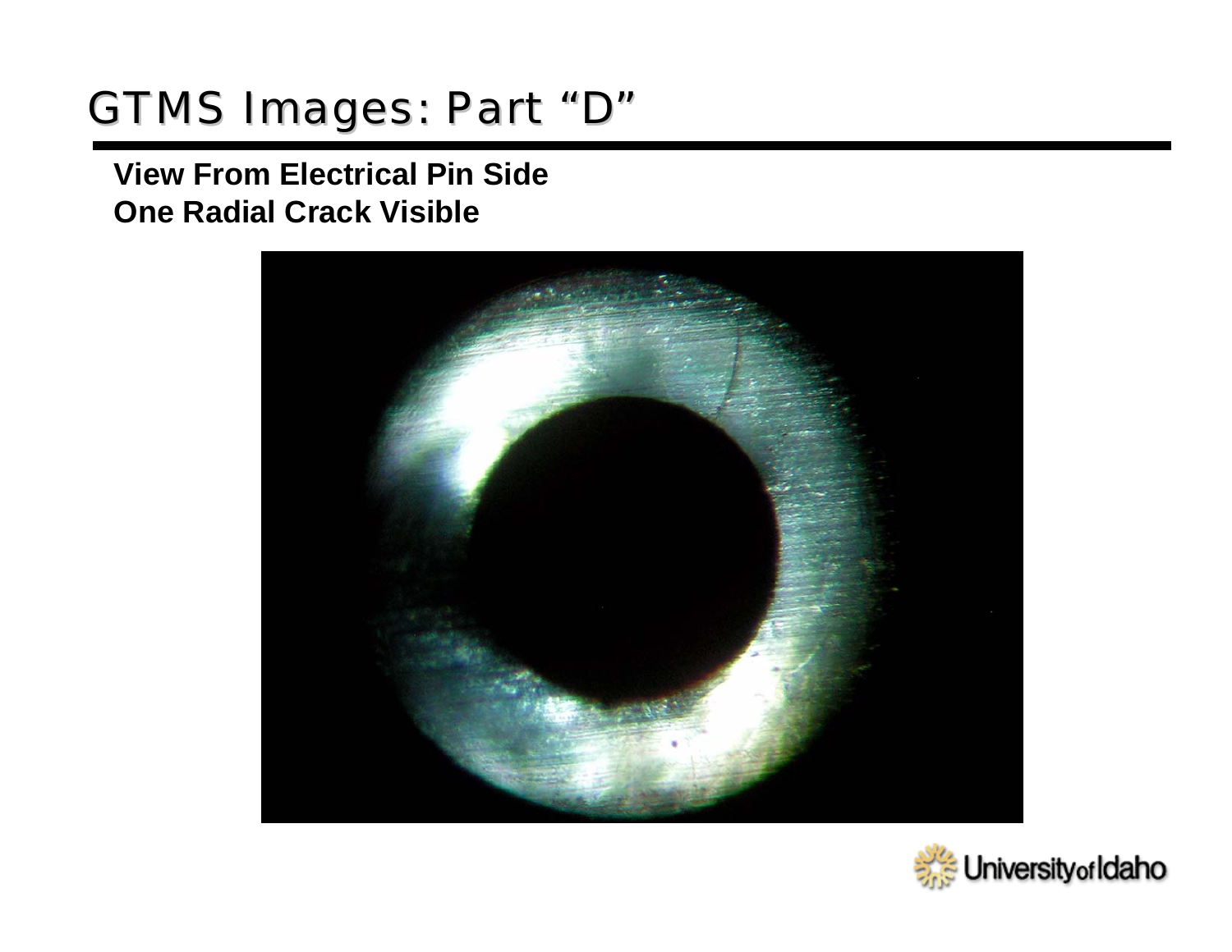# GTMS Images: Part "D"

**View From Electrical Pin Side**
**One Radial Crack Visible**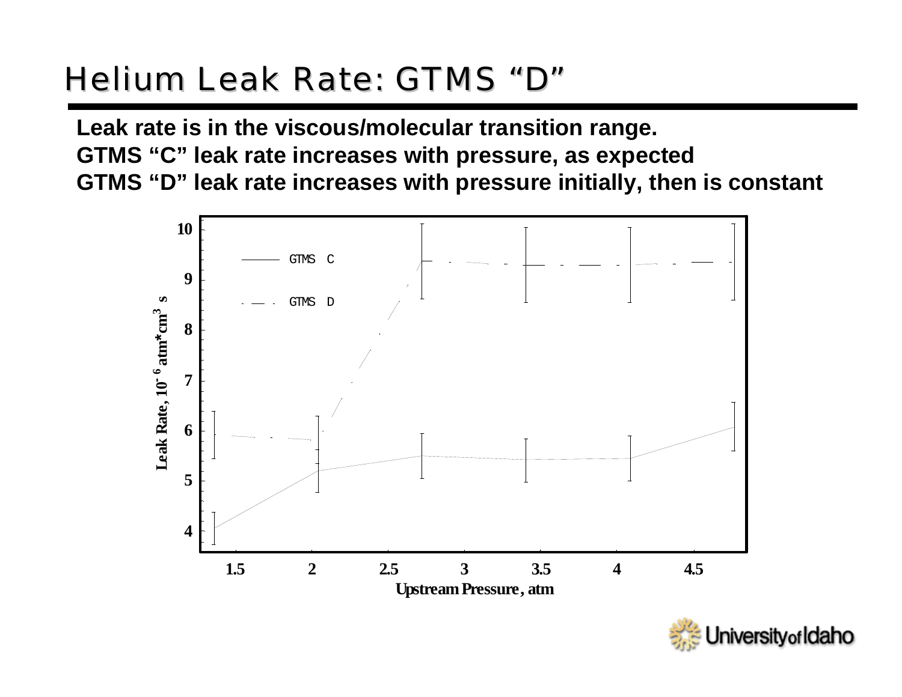# Helium Leak Rate: GTMS "D"

**Leak rate is in the viscous/molecular transition range.**
**GTMS "C" leak rate increases with pressure, as expected**
**GTMS "D" leak rate increases with pressure initially, then is constant**

Leak Rate, $10^{-6}$ atm*cm$^3$ s

Upstream Pressure, atm

GTMS C

GTMS D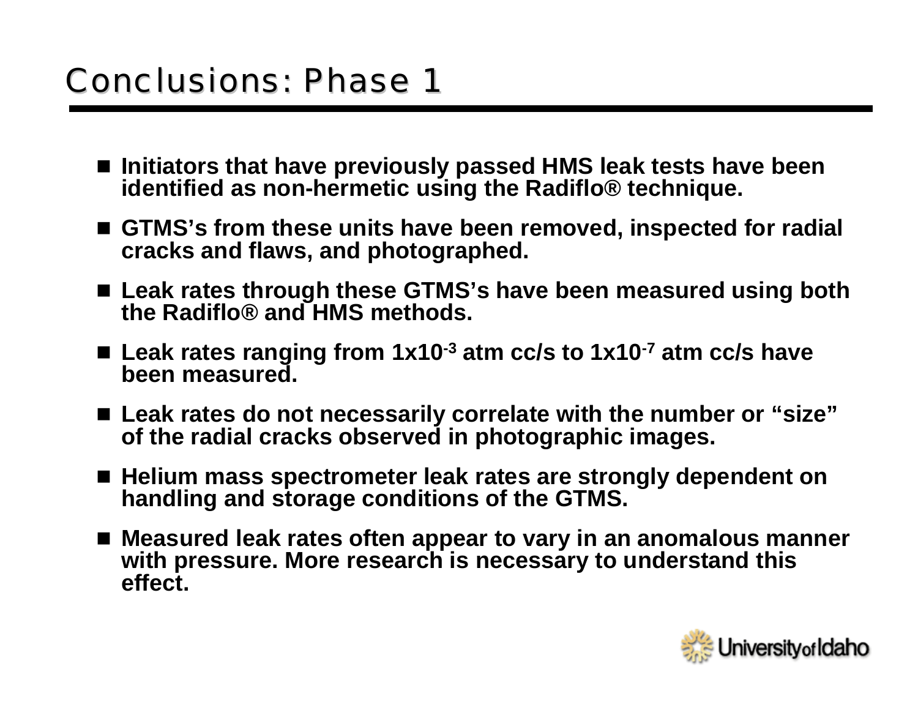# Conclusions: Phase 1

- **Initiators that have previously passed HMS leak tests have been identified as non-hermetic using the Radiflo® technique.**
- **GTMS's from these units have been removed, inspected for radial cracks and flaws, and photographed.**
- **Leak rates through these GTMS's have been measured using both the Radiflo® and HMS methods.**
- **Leak rates ranging from $1 \times 10^{-3}$ atm cc/s to $1 \times 10^{-7}$ atm cc/s have been measured.**
- **Leak rates do not necessarily correlate with the number or "size" of the radial cracks observed in photographic images.**
- **Helium mass spectrometer leak rates are strongly dependent on handling and storage conditions of the GTMS.**
- **Measured leak rates often appear to vary in an anomalous manner with pressure. More research is necessary to understand this effect.**

University of Idaho